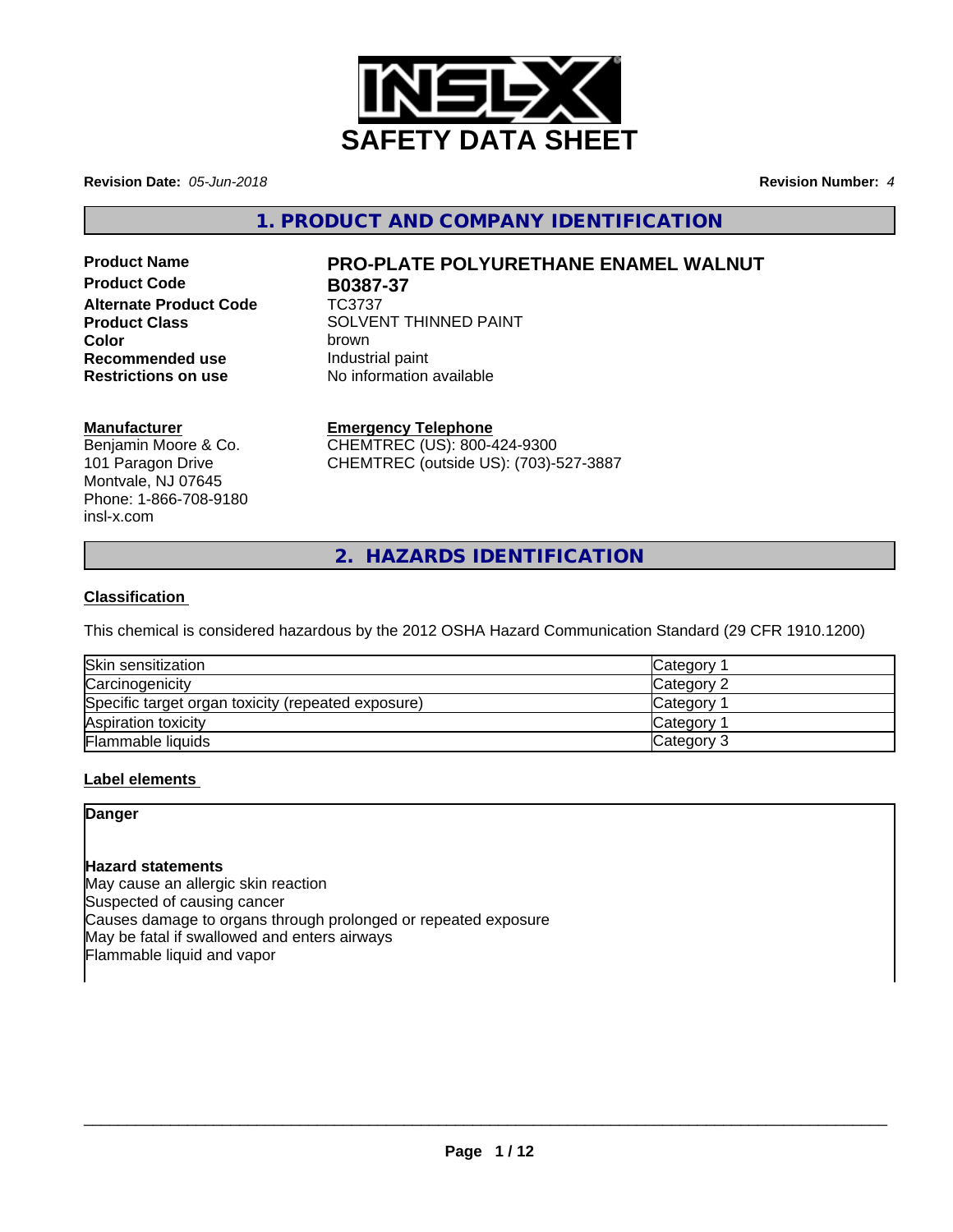# SAFETY DATA SHEET

**Revision Date:** *05-Jun-2018* **Revision Number:** *4*

## 1. PRODUCT AND COMPANY IDENTIFICATION

**Product Name** **PRO-PLATE POLYURETHANE ENAMEL WALNUT**
**Product Code** **B0387-37**
**Alternate Product Code** TC3737
**Product Class** SOLVENT THINNED PAINT
**Color** brown
**Recommended use** Industrial paint
**Restrictions on use** No information available

**Manufacturer**
Benjamin Moore & Co.
101 Paragon Drive
Montvale, NJ 07645
Phone: 1-866-708-9180
insl-x.com

**Emergency Telephone**
CHEMTREC (US): 800-424-9300
CHEMTREC (outside US): (703)-527-3887

## 2. HAZARDS IDENTIFICATION

### Classification

This chemical is considered hazardous by the 2012 OSHA Hazard Communication Standard (29 CFR 1910.1200)

| | |
|---|---|
| Skin sensitization | Category 1 |
| Carcinogenicity | Category 2 |
| Specific target organ toxicity (repeated exposure) | Category 1 |
| Aspiration toxicity | Category 1 |
| Flammable liquids | Category 3 |

### Label elements

**Danger**

**Hazard statements**
May cause an allergic skin reaction
Suspected of causing cancer
Causes damage to organs through prolonged or repeated exposure
May be fatal if swallowed and enters airways
Flammable liquid and vapor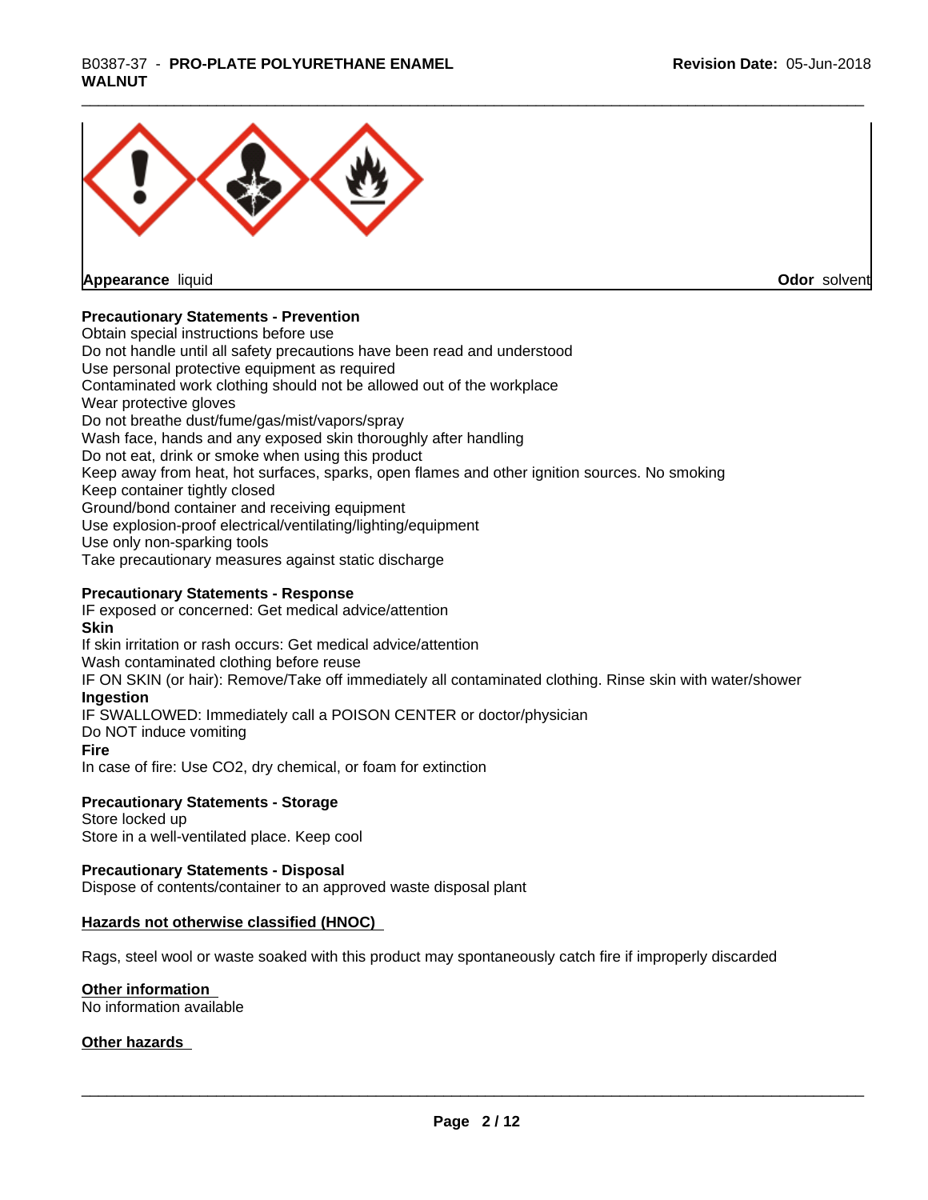**Appearance** liquid **Odor** solvent

**Precautionary Statements - Prevention**

Obtain special instructions before use
Do not handle until all safety precautions have been read and understood
Use personal protective equipment as required
Contaminated work clothing should not be allowed out of the workplace
Wear protective gloves
Do not breathe dust/fume/gas/mist/vapors/spray
Wash face, hands and any exposed skin thoroughly after handling
Do not eat, drink or smoke when using this product
Keep away from heat, hot surfaces, sparks, open flames and other ignition sources. No smoking
Keep container tightly closed
Ground/bond container and receiving equipment
Use explosion-proof electrical/ventilating/lighting/equipment
Use only non-sparking tools
Take precautionary measures against static discharge

**Precautionary Statements - Response**

IF exposed or concerned: Get medical advice/attention

**Skin**

If skin irritation or rash occurs: Get medical advice/attention
Wash contaminated clothing before reuse
IF ON SKIN (or hair): Remove/Take off immediately all contaminated clothing. Rinse skin with water/shower

**Ingestion**

IF SWALLOWED: Immediately call a POISON CENTER or doctor/physician
Do NOT induce vomiting

**Fire**

In case of fire: Use $CO_2$, dry chemical, or foam for extinction

**Precautionary Statements - Storage**

Store locked up
Store in a well-ventilated place. Keep cool

**Precautionary Statements - Disposal**

Dispose of contents/container to an approved waste disposal plant

**Hazards not otherwise classified (HNOC)**

Rags, steel wool or waste soaked with this product may spontaneously catch fire if improperly discarded

**Other information**

No information available

**Other hazards**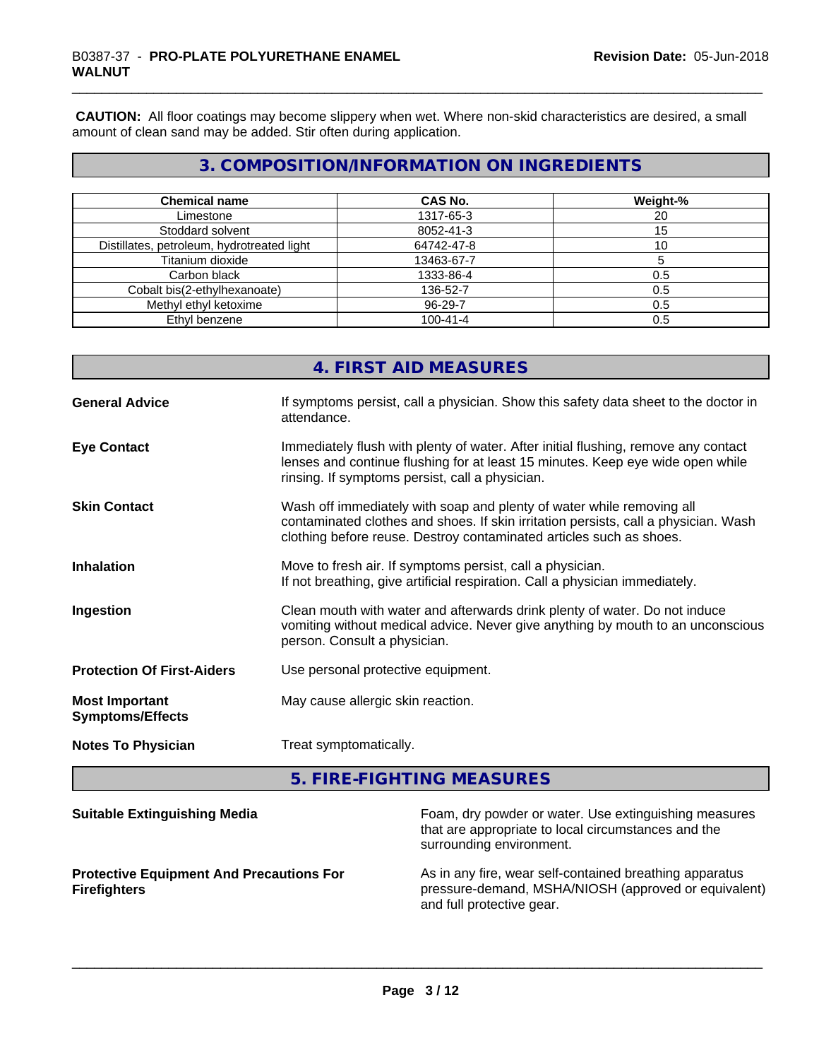**CAUTION:** All floor coatings may become slippery when wet. Where non-skid characteristics are desired, a small amount of clean sand may be added. Stir often during application.

## 3. COMPOSITION/INFORMATION ON INGREDIENTS

| Chemical name | CAS No. | Weight-% |
|---|---|---|
| Limestone | 1317-65-3 | 20 |
| Stoddard solvent | 8052-41-3 | 15 |
| Distillates, petroleum, hydrotreated light | 64742-47-8 | 10 |
| Titanium dioxide | 13463-67-7 | 5 |
| Carbon black | 1333-86-4 | 0.5 |
| Cobalt bis(2-ethylhexanoate) | 136-52-7 | 0.5 |
| Methyl ethyl ketoxime | 96-29-7 | 0.5 |
| Ethyl benzene | 100-41-4 | 0.5 |

## 4. FIRST AID MEASURES

**General Advice** If symptoms persist, call a physician. Show this safety data sheet to the doctor in attendance.

**Eye Contact** Immediately flush with plenty of water. After initial flushing, remove any contact lenses and continue flushing for at least 15 minutes. Keep eye wide open while rinsing. If symptoms persist, call a physician.

**Skin Contact** Wash off immediately with soap and plenty of water while removing all contaminated clothes and shoes. If skin irritation persists, call a physician. Wash clothing before reuse. Destroy contaminated articles such as shoes.

**Inhalation** Move to fresh air. If symptoms persist, call a physician.
If not breathing, give artificial respiration. Call a physician immediately.

**Ingestion** Clean mouth with water and afterwards drink plenty of water. Do not induce vomiting without medical advice. Never give anything by mouth to an unconscious person. Consult a physician.

**Protection Of First-Aiders** Use personal protective equipment.

**Most Important Symptoms/Effects** May cause allergic skin reaction.

**Notes To Physician** Treat symptomatically.

## 5. FIRE-FIGHTING MEASURES

**Suitable Extinguishing Media** Foam, dry powder or water. Use extinguishing measures that are appropriate to local circumstances and the surrounding environment.

**Protective Equipment And Precautions For Firefighters** As in any fire, wear self-contained breathing apparatus pressure-demand, MSHA/NIOSH (approved or equivalent) and full protective gear.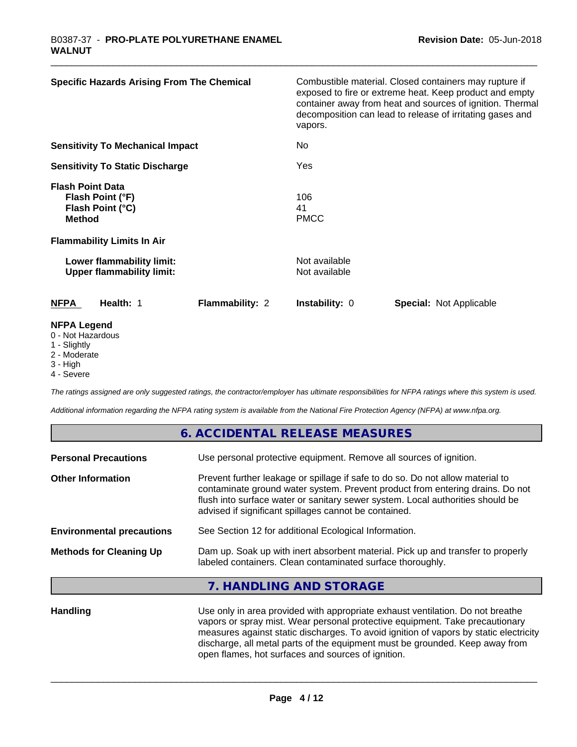| | |
|---|---|
| **Specific Hazards Arising From The Chemical** | Combustible material. Closed containers may rupture if exposed to fire or extreme heat. Keep product and empty container away from heat and sources of ignition. Thermal decomposition can lead to release of irritating gases and vapors. |
| **Sensitivity To Mechanical Impact** | No |
| **Sensitivity To Static Discharge** | Yes |

**Flash Point Data**

| | |
|---|---|
| **Flash Point (°F)** | 106 |
| **Flash Point (°C)** | 41 |
| **Method** | PMCC |

**Flammability Limits In Air**

| | |
|---|---|
| **Lower flammability limit:** | Not available |
| **Upper flammability limit:** | Not available |

| **NFPA** | **Health:** 1 | **Flammability:** 2 | **Instability:** 0 | **Special:** Not Applicable |
|---|---|---|---|---|

**NFPA Legend**
- 0 - Not Hazardous
- 1 - Slightly
- 2 - Moderate
- 3 - High
- 4 - Severe

*The ratings assigned are only suggested ratings, the contractor/employer has ultimate responsibilities for NFPA ratings where this system is used.*

*Additional information regarding the NFPA rating system is available from the National Fire Protection Agency (NFPA) at www.nfpa.org.*

## 6. ACCIDENTAL RELEASE MEASURES

| | |
|---|---|
| **Personal Precautions** | Use personal protective equipment. Remove all sources of ignition. |
| **Other Information** | Prevent further leakage or spillage if safe to do so. Do not allow material to contaminate ground water system. Prevent product from entering drains. Do not flush into surface water or sanitary sewer system. Local authorities should be advised if significant spillages cannot be contained. |
| **Environmental precautions** | See Section 12 for additional Ecological Information. |
| **Methods for Cleaning Up** | Dam up. Soak up with inert absorbent material. Pick up and transfer to properly labeled containers. Clean contaminated surface thoroughly. |

## 7. HANDLING AND STORAGE

| | |
|---|---|
| **Handling** | Use only in area provided with appropriate exhaust ventilation. Do not breathe vapors or spray mist. Wear personal protective equipment. Take precautionary measures against static discharges. To avoid ignition of vapors by static electricity discharge, all metal parts of the equipment must be grounded. Keep away from open flames, hot surfaces and sources of ignition. |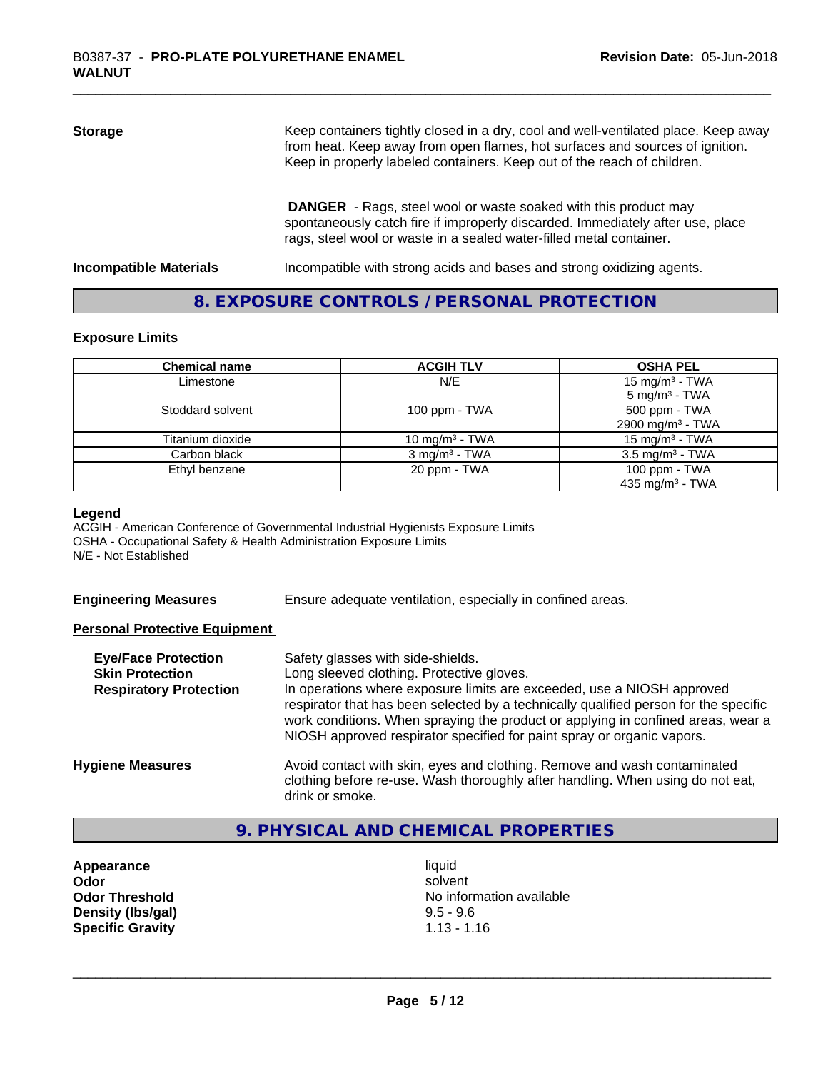**Storage** Keep containers tightly closed in a dry, cool and well-ventilated place. Keep away from heat. Keep away from open flames, hot surfaces and sources of ignition. Keep in properly labeled containers. Keep out of the reach of children.

**DANGER** - Rags, steel wool or waste soaked with this product may spontaneously catch fire if improperly discarded. Immediately after use, place rags, steel wool or waste in a sealed water-filled metal container.

**Incompatible Materials** Incompatible with strong acids and bases and strong oxidizing agents.

## 8. EXPOSURE CONTROLS / PERSONAL PROTECTION

### Exposure Limits

| Chemical name | ACGIH TLV | OSHA PEL |
|---|---|---|
| Limestone | N/E | 15 mg/m³ - TWA<br>5 mg/m³ - TWA |
| Stoddard solvent | 100 ppm - TWA | 500 ppm - TWA<br>2900 mg/m³ - TWA |
| Titanium dioxide | 10 mg/m³ - TWA | 15 mg/m³ - TWA |
| Carbon black | 3 mg/m³ - TWA | 3.5 mg/m³ - TWA |
| Ethyl benzene | 20 ppm - TWA | 100 ppm - TWA<br>435 mg/m³ - TWA |

**Legend**

ACGIH - American Conference of Governmental Industrial Hygienists Exposure Limits
OSHA - Occupational Safety & Health Administration Exposure Limits
N/E - Not Established

**Engineering Measures** Ensure adequate ventilation, especially in confined areas.

**Personal Protective Equipment**

**Eye/Face Protection** Safety glasses with side-shields.

**Skin Protection** Long sleeved clothing. Protective gloves.

**Respiratory Protection** In operations where exposure limits are exceeded, use a NIOSH approved respirator that has been selected by a technically qualified person for the specific work conditions. When spraying the product or applying in confined areas, wear a NIOSH approved respirator specified for paint spray or organic vapors.

**Hygiene Measures** Avoid contact with skin, eyes and clothing. Remove and wash contaminated clothing before re-use. Wash thoroughly after handling. When using do not eat, drink or smoke.

## 9. PHYSICAL AND CHEMICAL PROPERTIES

**Appearance** liquid
**Odor** solvent
**Odor Threshold** No information available
**Density (lbs/gal)** 9.5 - 9.6
**Specific Gravity** 1.13 - 1.16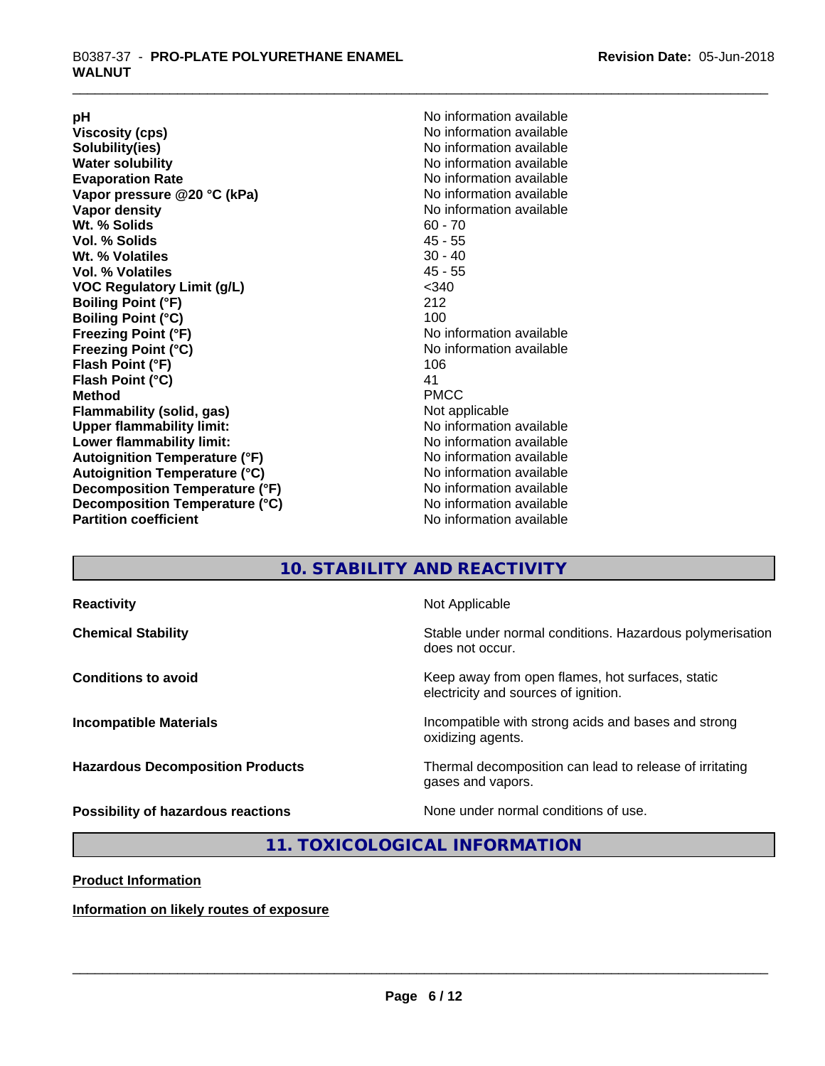| | |
|---|---|
| **pH** | No information available |
| **Viscosity (cps)** | No information available |
| **Solubility(ies)** | No information available |
| **Water solubility** | No information available |
| **Evaporation Rate** | No information available |
| **Vapor pressure @20 °C (kPa)** | No information available |
| **Vapor density** | No information available |
| **Wt. % Solids** | 60 - 70 |
| **Vol. % Solids** | 45 - 55 |
| **Wt. % Volatiles** | 30 - 40 |
| **Vol. % Volatiles** | 45 - 55 |
| **VOC Regulatory Limit (g/L)** | <340 |
| **Boiling Point (°F)** | 212 |
| **Boiling Point (°C)** | 100 |
| **Freezing Point (°F)** | No information available |
| **Freezing Point (°C)** | No information available |
| **Flash Point (°F)** | 106 |
| **Flash Point (°C)** | 41 |
| **Method** | PMCC |
| **Flammability (solid, gas)** | Not applicable |
| **Upper flammability limit:** | No information available |
| **Lower flammability limit:** | No information available |
| **Autoignition Temperature (°F)** | No information available |
| **Autoignition Temperature (°C)** | No information available |
| **Decomposition Temperature (°F)** | No information available |
| **Decomposition Temperature (°C)** | No information available |
| **Partition coefficient** | No information available |

## 10. STABILITY AND REACTIVITY

| | |
|---|---|
| **Reactivity** | Not Applicable |
| **Chemical Stability** | Stable under normal conditions. Hazardous polymerisation does not occur. |
| **Conditions to avoid** | Keep away from open flames, hot surfaces, static electricity and sources of ignition. |
| **Incompatible Materials** | Incompatible with strong acids and bases and strong oxidizing agents. |
| **Hazardous Decomposition Products** | Thermal decomposition can lead to release of irritating gases and vapors. |
| **Possibility of hazardous reactions** | None under normal conditions of use. |

## 11. TOXICOLOGICAL INFORMATION

**Product Information**

**Information on likely routes of exposure**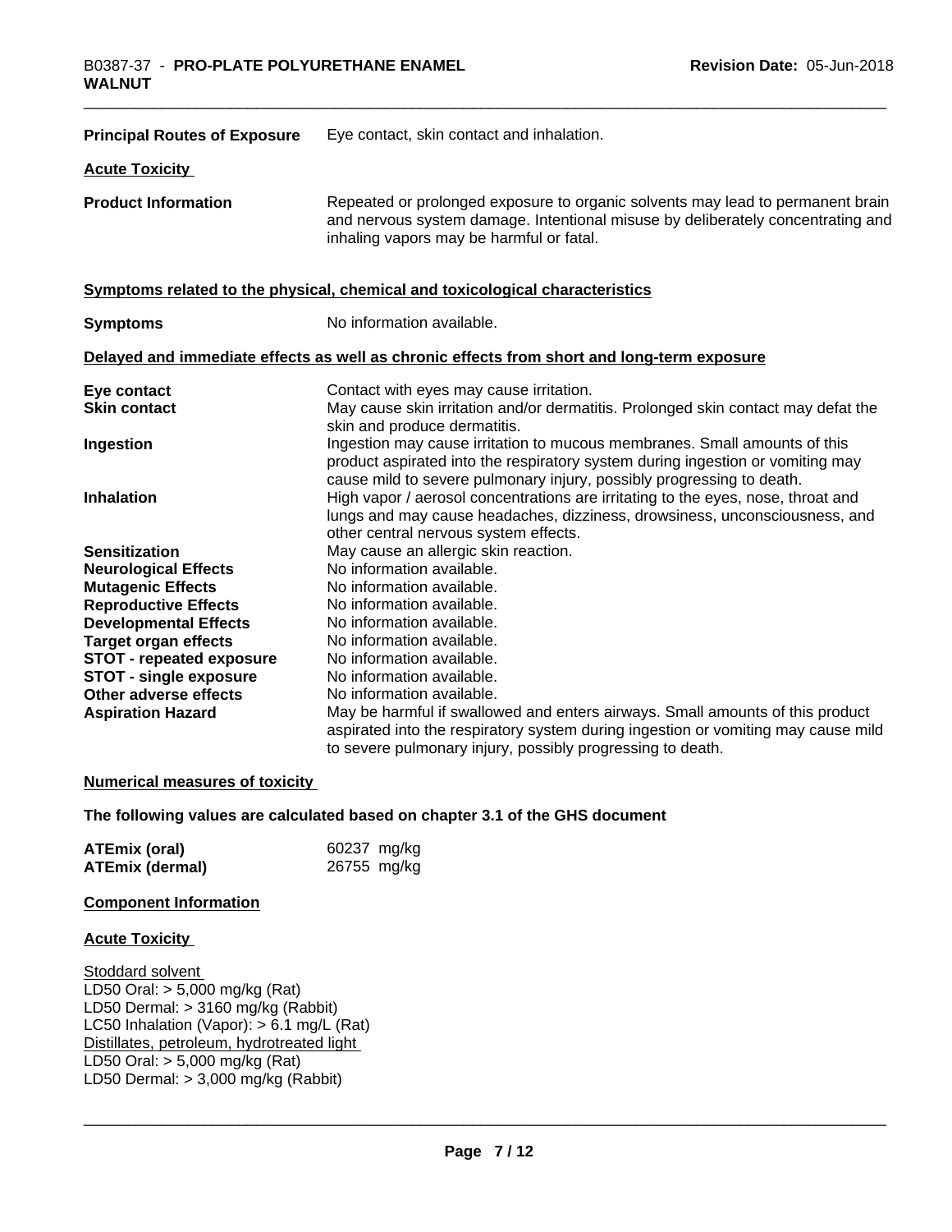**Principal Routes of Exposure** Eye contact, skin contact and inhalation.

**Acute Toxicity**

**Product Information** Repeated or prolonged exposure to organic solvents may lead to permanent brain and nervous system damage. Intentional misuse by deliberately concentrating and inhaling vapors may be harmful or fatal.

**Symptoms related to the physical, chemical and toxicological characteristics**

**Symptoms** No information available.

**Delayed and immediate effects as well as chronic effects from short and long-term exposure**

| | |
|---|---|
| **Eye contact** | Contact with eyes may cause irritation. |
| **Skin contact** | May cause skin irritation and/or dermatitis. Prolonged skin contact may defat the skin and produce dermatitis. |
| **Ingestion** | Ingestion may cause irritation to mucous membranes. Small amounts of this product aspirated into the respiratory system during ingestion or vomiting may cause mild to severe pulmonary injury, possibly progressing to death. |
| **Inhalation** | High vapor / aerosol concentrations are irritating to the eyes, nose, throat and lungs and may cause headaches, dizziness, drowsiness, unconsciousness, and other central nervous system effects. |
| **Sensitization** | May cause an allergic skin reaction. |
| **Neurological Effects** | No information available. |
| **Mutagenic Effects** | No information available. |
| **Reproductive Effects** | No information available. |
| **Developmental Effects** | No information available. |
| **Target organ effects** | No information available. |
| **STOT - repeated exposure** | No information available. |
| **STOT - single exposure** | No information available. |
| **Other adverse effects** | No information available. |
| **Aspiration Hazard** | May be harmful if swallowed and enters airways. Small amounts of this product aspirated into the respiratory system during ingestion or vomiting may cause mild to severe pulmonary injury, possibly progressing to death. |

**Numerical measures of toxicity**

**The following values are calculated based on chapter 3.1 of the GHS document**

| | |
|---|---|
| **ATEmix (oral)** | 60237 mg/kg |
| **ATEmix (dermal)** | 26755 mg/kg |

**Component Information**

**Acute Toxicity**

Stoddard solvent
LD50 Oral: > 5,000 mg/kg (Rat)
LD50 Dermal: > 3160 mg/kg (Rabbit)
LC50 Inhalation (Vapor): > 6.1 mg/L (Rat)
Distillates, petroleum, hydrotreated light
LD50 Oral: > 5,000 mg/kg (Rat)
LD50 Dermal: > 3,000 mg/kg (Rabbit)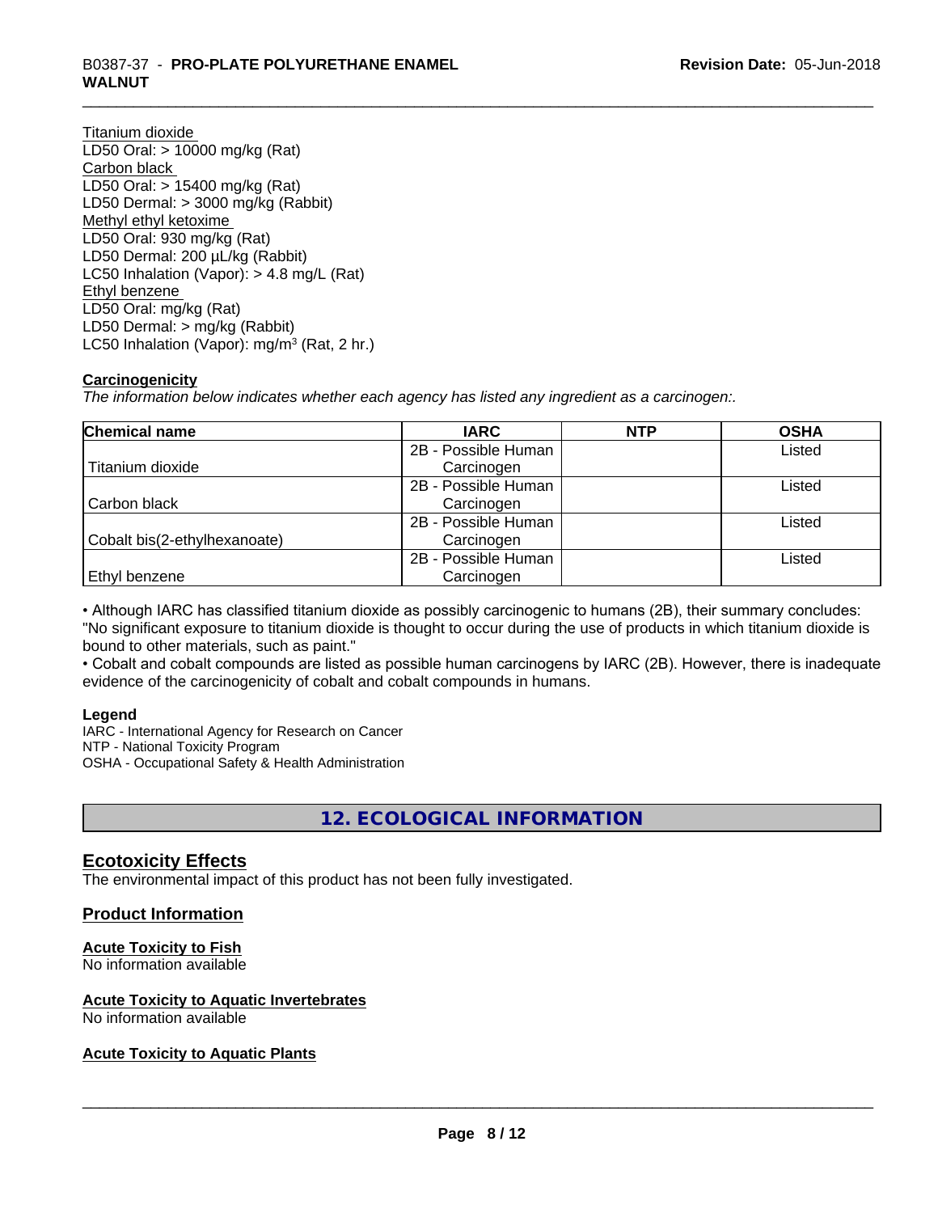Titanium dioxide
LD50 Oral: > 10000 mg/kg (Rat)
Carbon black
LD50 Oral: > 15400 mg/kg (Rat)
LD50 Dermal: > 3000 mg/kg (Rabbit)
Methyl ethyl ketoxime
LD50 Oral: 930 mg/kg (Rat)
LD50 Dermal: 200 µL/kg (Rabbit)
LC50 Inhalation (Vapor): > 4.8 mg/L (Rat)
Ethyl benzene
LD50 Oral: mg/kg (Rat)
LD50 Dermal: > mg/kg (Rabbit)
LC50 Inhalation (Vapor): mg/m$^3$ (Rat, 2 hr.)

**Carcinogenicity**

*The information below indicates whether each agency has listed any ingredient as a carcinogen:.*

| Chemical name | IARC | NTP | OSHA |
|---|---|---|---|
| Titanium dioxide | 2B - Possible Human Carcinogen | | Listed |
| Carbon black | 2B - Possible Human Carcinogen | | Listed |
| Cobalt bis(2-ethylhexanoate) | 2B - Possible Human Carcinogen | | Listed |
| Ethyl benzene | 2B - Possible Human Carcinogen | | Listed |

• Although IARC has classified titanium dioxide as possibly carcinogenic to humans (2B), their summary concludes: "No significant exposure to titanium dioxide is thought to occur during the use of products in which titanium dioxide is bound to other materials, such as paint."
• Cobalt and cobalt compounds are listed as possible human carcinogens by IARC (2B). However, there is inadequate evidence of the carcinogenicity of cobalt and cobalt compounds in humans.

**Legend**
IARC - International Agency for Research on Cancer
NTP - National Toxicity Program
OSHA - Occupational Safety & Health Administration

# 12. ECOLOGICAL INFORMATION

## Ecotoxicity Effects

The environmental impact of this product has not been fully investigated.

## Product Information

**Acute Toxicity to Fish**
No information available

**Acute Toxicity to Aquatic Invertebrates**
No information available

**Acute Toxicity to Aquatic Plants**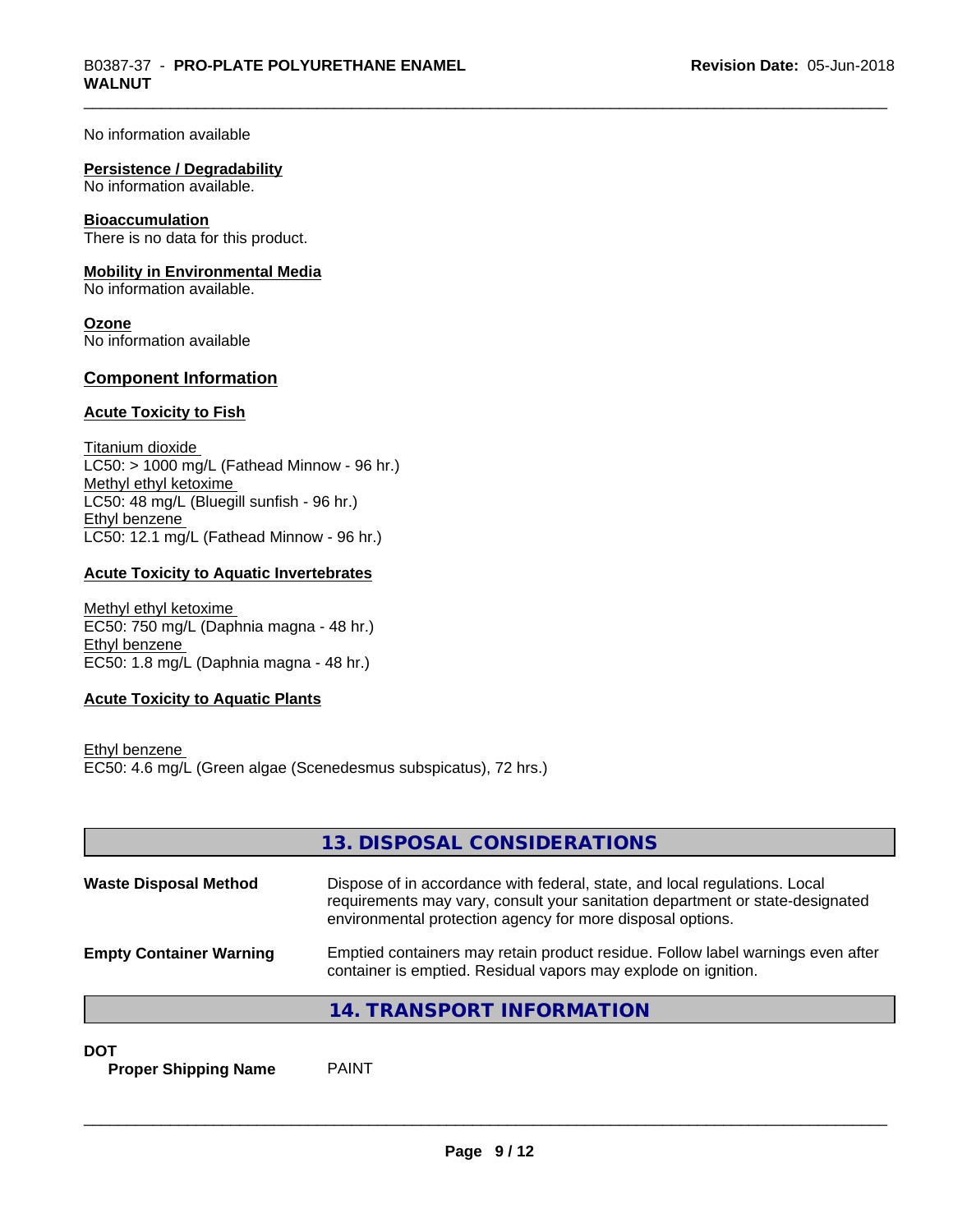No information available

**Persistence / Degradability**
No information available.

**Bioaccumulation**
There is no data for this product.

**Mobility in Environmental Media**
No information available.

**Ozone**
No information available

## Component Information

**Acute Toxicity to Fish**

Titanium dioxide
LC50: > 1000 mg/L (Fathead Minnow - 96 hr.)
Methyl ethyl ketoxime
LC50: 48 mg/L (Bluegill sunfish - 96 hr.)
Ethyl benzene
LC50: 12.1 mg/L (Fathead Minnow - 96 hr.)

**Acute Toxicity to Aquatic Invertebrates**

Methyl ethyl ketoxime
EC50: 750 mg/L (Daphnia magna - 48 hr.)
Ethyl benzene
EC50: 1.8 mg/L (Daphnia magna - 48 hr.)

**Acute Toxicity to Aquatic Plants**

Ethyl benzene
EC50: 4.6 mg/L (Green algae (Scenedesmus subspicatus), 72 hrs.)

## 13. DISPOSAL CONSIDERATIONS

**Waste Disposal Method** Dispose of in accordance with federal, state, and local regulations. Local requirements may vary, consult your sanitation department or state-designated environmental protection agency for more disposal options.

**Empty Container Warning** Emptied containers may retain product residue. Follow label warnings even after container is emptied. Residual vapors may explode on ignition.

## 14. TRANSPORT INFORMATION

**DOT**
**Proper Shipping Name** PAINT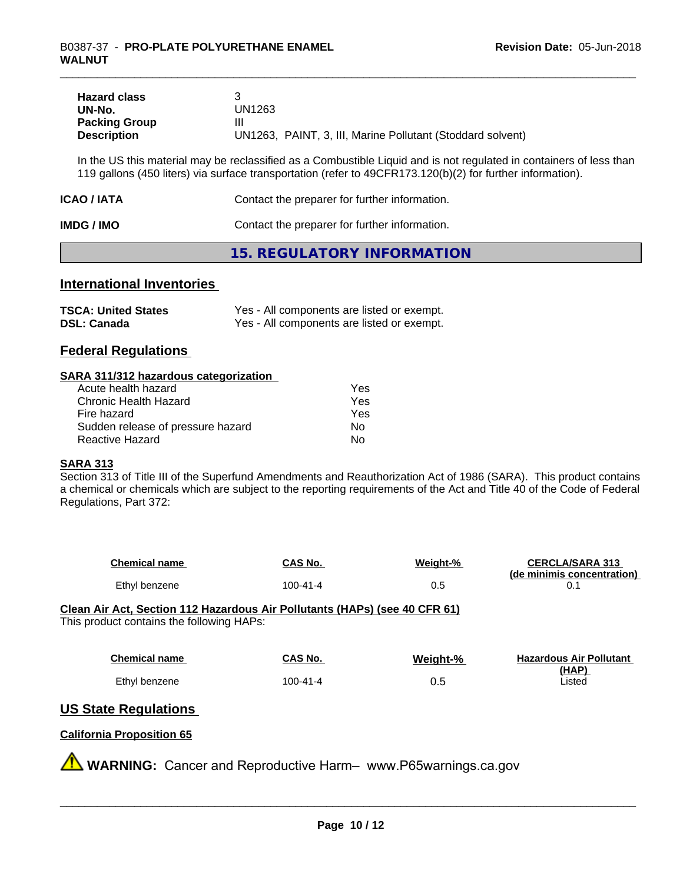| | |
|---|---|
| **Hazard class** | 3 |
| **UN-No.** | UN1263 |
| **Packing Group** | III |
| **Description** | UN1263, PAINT, 3, III, Marine Pollutant (Stoddard solvent) |

In the US this material may be reclassified as a Combustible Liquid and is not regulated in containers of less than 119 gallons (450 liters) via surface transportation (refer to 49CFR173.120(b)(2) for further information).

**ICAO / IATA** Contact the preparer for further information.

**IMDG / IMO** Contact the preparer for further information.

## 15. REGULATORY INFORMATION

### International Inventories

| | |
|---|---|
| **TSCA: United States** | Yes - All components are listed or exempt. |
| **DSL: Canada** | Yes - All components are listed or exempt. |

### Federal Regulations

**SARA 311/312 hazardous categorization**

| | |
|---|---|
| Acute health hazard | Yes |
| Chronic Health Hazard | Yes |
| Fire hazard | Yes |
| Sudden release of pressure hazard | No |
| Reactive Hazard | No |

**SARA 313**

Section 313 of Title III of the Superfund Amendments and Reauthorization Act of 1986 (SARA). This product contains a chemical or chemicals which are subject to the reporting requirements of the Act and Title 40 of the Code of Federal Regulations, Part 372:

| Chemical name | CAS No. | Weight-% | CERCLA/SARA 313 (de minimis concentration) |
|---|---|---|---|
| Ethyl benzene | 100-41-4 | 0.5 | 0.1 |

**Clean Air Act, Section 112 Hazardous Air Pollutants (HAPs) (see 40 CFR 61)**

This product contains the following HAPs:

| Chemical name | CAS No. | Weight-% | Hazardous Air Pollutant (HAP) |
|---|---|---|---|
| Ethyl benzene | 100-41-4 | 0.5 | Listed |

### US State Regulations

**California Proposition 65**

⚠ **WARNING:** Cancer and Reproductive Harm– www.P65warnings.ca.gov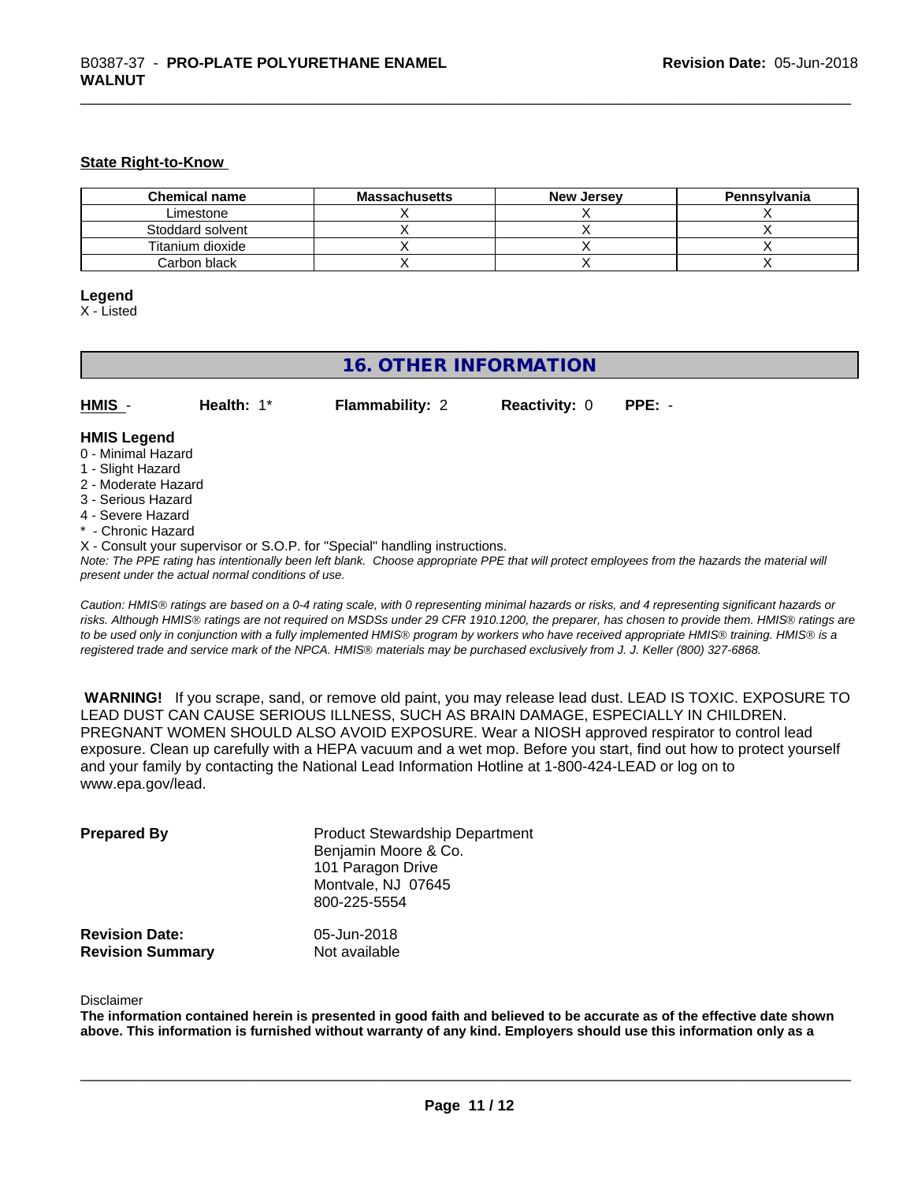**State Right-to-Know**

| Chemical name | Massachusetts | New Jersey | Pennsylvania |
|---|---|---|---|
| Limestone | X | X | X |
| Stoddard solvent | X | X | X |
| Titanium dioxide | X | X | X |
| Carbon black | X | X | X |

**Legend**
X - Listed

## 16. OTHER INFORMATION

**HMIS** - **Health:** 1* **Flammability:** 2 **Reactivity:** 0 **PPE:** -

**HMIS Legend**
0 - Minimal Hazard
1 - Slight Hazard
2 - Moderate Hazard
3 - Serious Hazard
4 - Severe Hazard
* - Chronic Hazard
X - Consult your supervisor or S.O.P. for "Special" handling instructions.
*Note: The PPE rating has intentionally been left blank. Choose appropriate PPE that will protect employees from the hazards the material will present under the actual normal conditions of use.*

*Caution: HMIS® ratings are based on a 0-4 rating scale, with 0 representing minimal hazards or risks, and 4 representing significant hazards or risks. Although HMIS® ratings are not required on MSDSs under 29 CFR 1910.1200, the preparer, has chosen to provide them. HMIS® ratings are to be used only in conjunction with a fully implemented HMIS® program by workers who have received appropriate HMIS® training. HMIS® is a registered trade and service mark of the NPCA. HMIS® materials may be purchased exclusively from J. J. Keller (800) 327-6868.*

**WARNING!** If you scrape, sand, or remove old paint, you may release lead dust. LEAD IS TOXIC. EXPOSURE TO LEAD DUST CAN CAUSE SERIOUS ILLNESS, SUCH AS BRAIN DAMAGE, ESPECIALLY IN CHILDREN. PREGNANT WOMEN SHOULD ALSO AVOID EXPOSURE. Wear a NIOSH approved respirator to control lead exposure. Clean up carefully with a HEPA vacuum and a wet mop. Before you start, find out how to protect yourself and your family by contacting the National Lead Information Hotline at 1-800-424-LEAD or log on to www.epa.gov/lead.

**Prepared By**
Product Stewardship Department
Benjamin Moore & Co.
101 Paragon Drive
Montvale, NJ 07645
800-225-5554

**Revision Date:** 05-Jun-2018
**Revision Summary** Not available

Disclaimer
**The information contained herein is presented in good faith and believed to be accurate as of the effective date shown above. This information is furnished without warranty of any kind. Employers should use this information only as a**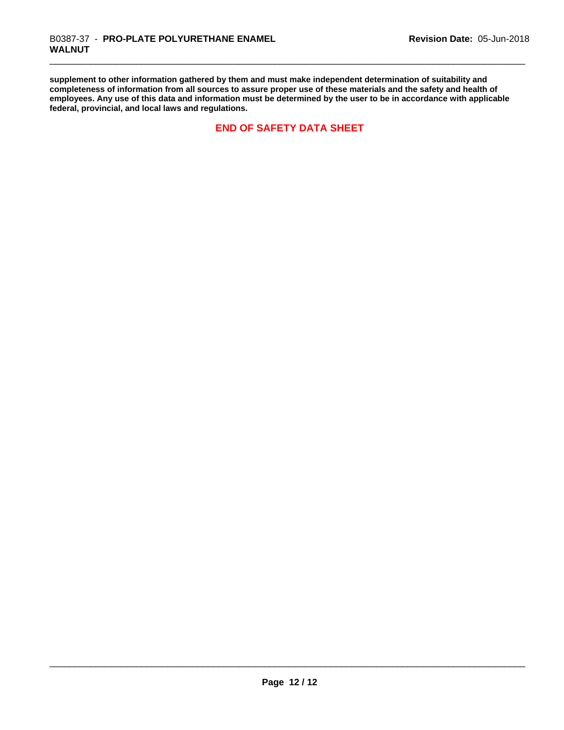**supplement to other information gathered by them and must make independent determination of suitability and completeness of information from all sources to assure proper use of these materials and the safety and health of employees. Any use of this data and information must be determined by the user to be in accordance with applicable federal, provincial, and local laws and regulations.**

**END OF SAFETY DATA SHEET**